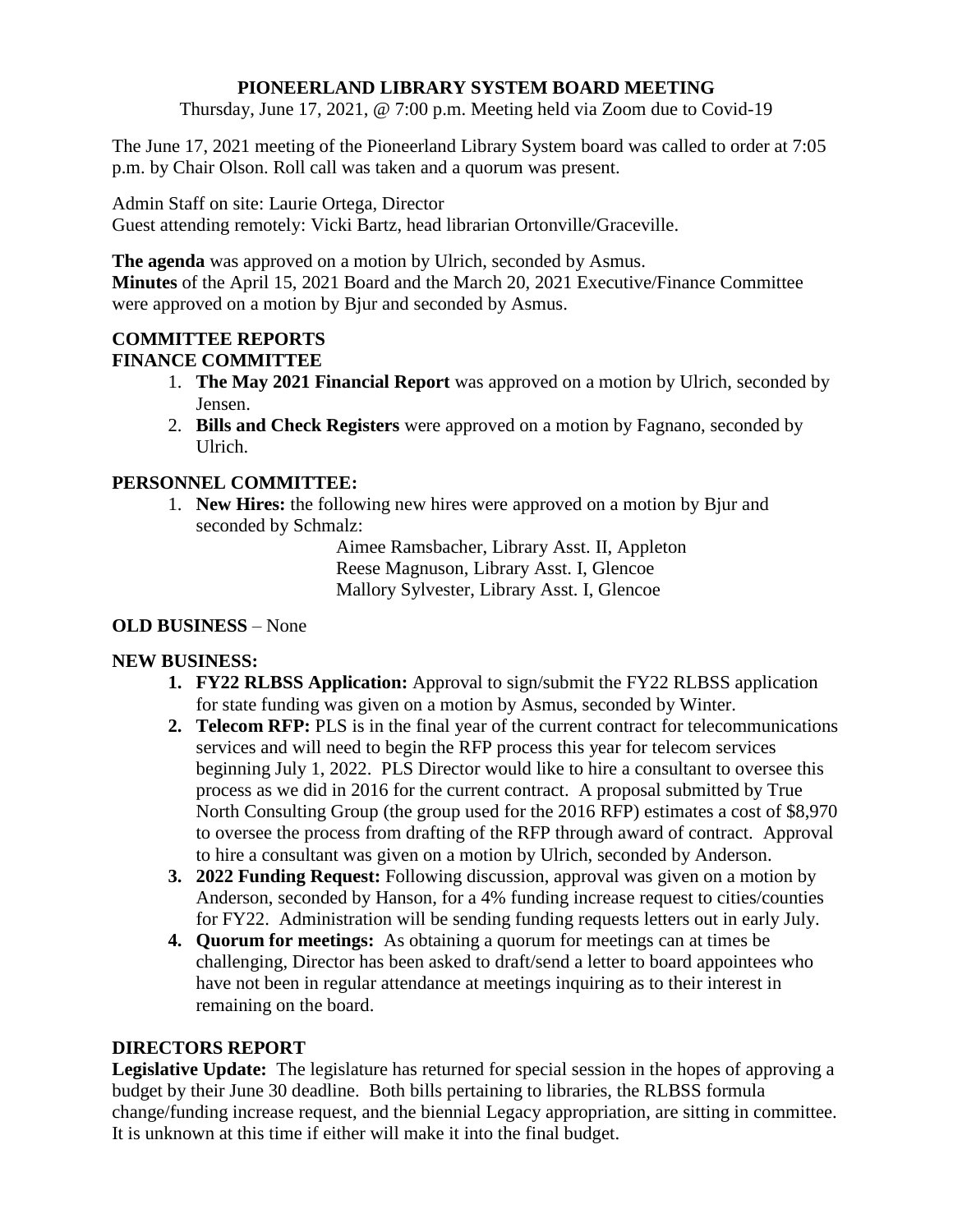# PIONEERLAND LIBRARY SYSTEM BOARD MEETING

Thursday, June 17, 2021, @ 7:00 p.m. Meeting held via Zoom due to Covid-19

The June 17, 2021 meeting of the Pioneerland Library System board was called to order at 7:05 p.m. by Chair Olson. Roll call was taken and a quorum was present.

Admin Staff on site: Laurie Ortega, Director
Guest attending remotely: Vicki Bartz, head librarian Ortonville/Graceville.

**The agenda** was approved on a motion by Ulrich, seconded by Asmus.
**Minutes** of the April 15, 2021 Board and the March 20, 2021 Executive/Finance Committee were approved on a motion by Bjur and seconded by Asmus.

## COMMITTEE REPORTS

### FINANCE COMMITTEE

1. **The May 2021 Financial Report** was approved on a motion by Ulrich, seconded by Jensen.
2. **Bills and Check Registers** were approved on a motion by Fagnano, seconded by Ulrich.

### PERSONNEL COMMITTEE:

1. **New Hires:** the following new hires were approved on a motion by Bjur and seconded by Schmalz:

   Aimee Ramsbacher, Library Asst. II, Appleton
   Reese Magnuson, Library Asst. I, Glencoe
   Mallory Sylvester, Library Asst. I, Glencoe

### OLD BUSINESS – None

### NEW BUSINESS:

1. **FY22 RLBSS Application:** Approval to sign/submit the FY22 RLBSS application for state funding was given on a motion by Asmus, seconded by Winter.
2. **Telecom RFP:** PLS is in the final year of the current contract for telecommunications services and will need to begin the RFP process this year for telecom services beginning July 1, 2022. PLS Director would like to hire a consultant to oversee this process as we did in 2016 for the current contract. A proposal submitted by True North Consulting Group (the group used for the 2016 RFP) estimates a cost of $8,970 to oversee the process from drafting of the RFP through award of contract. Approval to hire a consultant was given on a motion by Ulrich, seconded by Anderson.
3. **2022 Funding Request:** Following discussion, approval was given on a motion by Anderson, seconded by Hanson, for a 4% funding increase request to cities/counties for FY22. Administration will be sending funding requests letters out in early July.
4. **Quorum for meetings:** As obtaining a quorum for meetings can at times be challenging, Director has been asked to draft/send a letter to board appointees who have not been in regular attendance at meetings inquiring as to their interest in remaining on the board.

## DIRECTORS REPORT

**Legislative Update:** The legislature has returned for special session in the hopes of approving a budget by their June 30 deadline. Both bills pertaining to libraries, the RLBSS formula change/funding increase request, and the biennial Legacy appropriation, are sitting in committee. It is unknown at this time if either will make it into the final budget.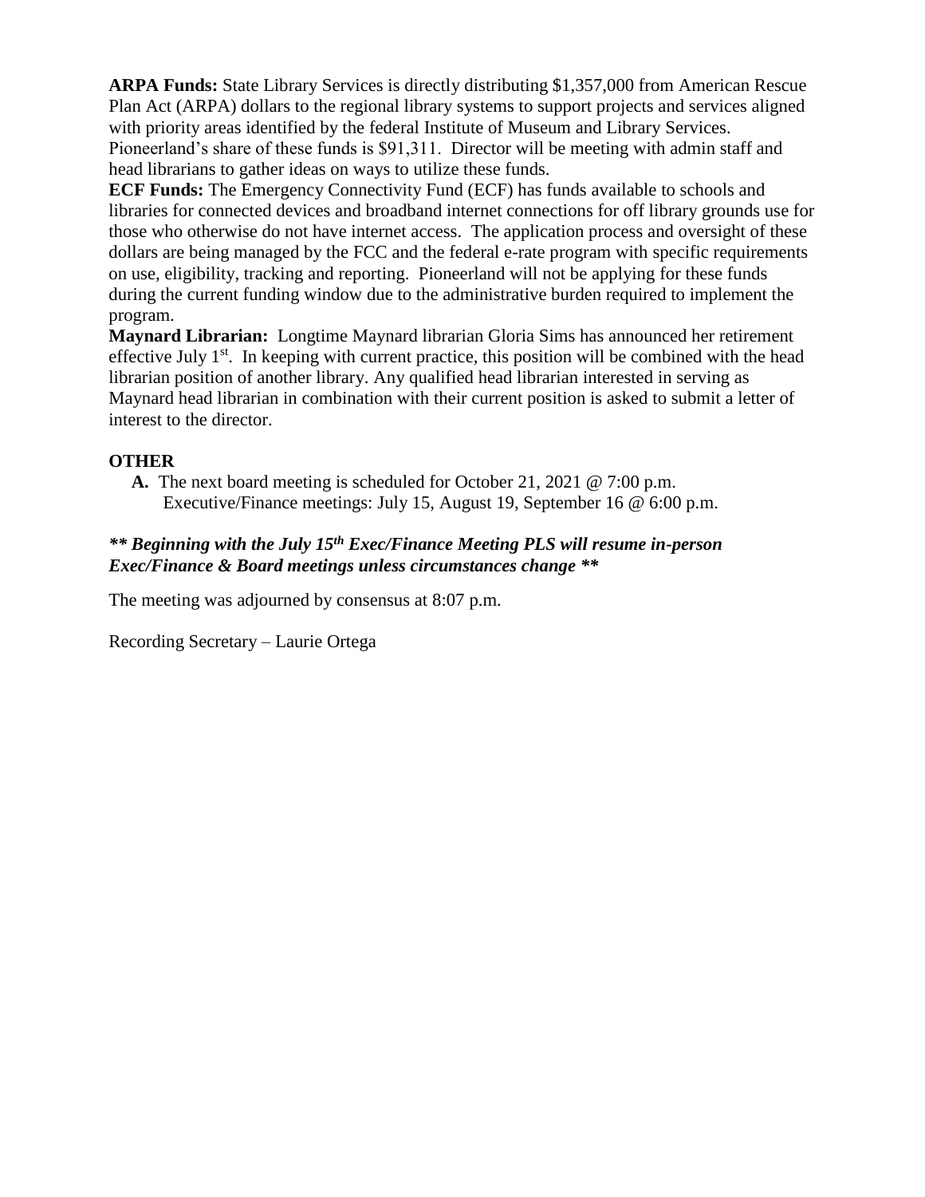**ARPA Funds:** State Library Services is directly distributing $1,357,000 from American Rescue Plan Act (ARPA) dollars to the regional library systems to support projects and services aligned with priority areas identified by the federal Institute of Museum and Library Services. Pioneerland's share of these funds is $91,311. Director will be meeting with admin staff and head librarians to gather ideas on ways to utilize these funds.

**ECF Funds:** The Emergency Connectivity Fund (ECF) has funds available to schools and libraries for connected devices and broadband internet connections for off library grounds use for those who otherwise do not have internet access. The application process and oversight of these dollars are being managed by the FCC and the federal e-rate program with specific requirements on use, eligibility, tracking and reporting. Pioneerland will not be applying for these funds during the current funding window due to the administrative burden required to implement the program.

**Maynard Librarian:** Longtime Maynard librarian Gloria Sims has announced her retirement effective July 1st. In keeping with current practice, this position will be combined with the head librarian position of another library. Any qualified head librarian interested in serving as Maynard head librarian in combination with their current position is asked to submit a letter of interest to the director.

**OTHER**

**A.** The next board meeting is scheduled for October 21, 2021 @ 7:00 p.m.
Executive/Finance meetings: July 15, August 19, September 16 @ 6:00 p.m.

***\*\* Beginning with the July 15th Exec/Finance Meeting PLS will resume in-person Exec/Finance & Board meetings unless circumstances change \*\****

The meeting was adjourned by consensus at 8:07 p.m.

Recording Secretary – Laurie Ortega